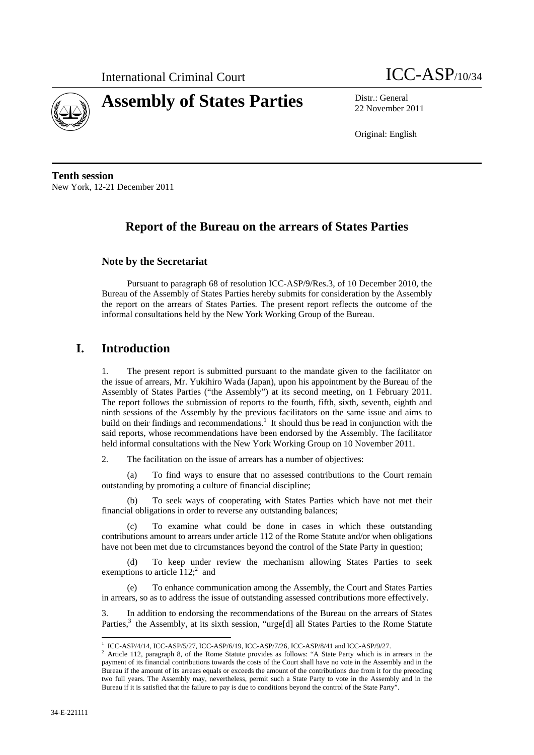International Criminal Court

ICC-ASP/10/34

# Assembly of States Parties

Distr.: General
22 November 2011

Original: English

**Tenth session**
New York, 12-21 December 2011

## Report of the Bureau on the arrears of States Parties

### Note by the Secretariat

Pursuant to paragraph 68 of resolution ICC-ASP/9/Res.3, of 10 December 2010, the Bureau of the Assembly of States Parties hereby submits for consideration by the Assembly the report on the arrears of States Parties. The present report reflects the outcome of the informal consultations held by the New York Working Group of the Bureau.

## I. Introduction

1. The present report is submitted pursuant to the mandate given to the facilitator on the issue of arrears, Mr. Yukihiro Wada (Japan), upon his appointment by the Bureau of the Assembly of States Parties ("the Assembly") at its second meeting, on 1 February 2011. The report follows the submission of reports to the fourth, fifth, sixth, seventh, eighth and ninth sessions of the Assembly by the previous facilitators on the same issue and aims to build on their findings and recommendations.[1] It should thus be read in conjunction with the said reports, whose recommendations have been endorsed by the Assembly. The facilitator held informal consultations with the New York Working Group on 10 November 2011.

2. The facilitation on the issue of arrears has a number of objectives:

(a) To find ways to ensure that no assessed contributions to the Court remain outstanding by promoting a culture of financial discipline;

(b) To seek ways of cooperating with States Parties which have not met their financial obligations in order to reverse any outstanding balances;

(c) To examine what could be done in cases in which these outstanding contributions amount to arrears under article 112 of the Rome Statute and/or when obligations have not been met due to circumstances beyond the control of the State Party in question;

(d) To keep under review the mechanism allowing States Parties to seek exemptions to article 112;[2] and

(e) To enhance communication among the Assembly, the Court and States Parties in arrears, so as to address the issue of outstanding assessed contributions more effectively.

3. In addition to endorsing the recommendations of the Bureau on the arrears of States Parties,[3] the Assembly, at its sixth session, "urge[d] all States Parties to the Rome Statute

---

[1] ICC-ASP/4/14, ICC-ASP/5/27, ICC-ASP/6/19, ICC-ASP/7/26, ICC-ASP/8/41 and ICC-ASP/9/27.

[2] Article 112, paragraph 8, of the Rome Statute provides as follows: "A State Party which is in arrears in the payment of its financial contributions towards the costs of the Court shall have no vote in the Assembly and in the Bureau if the amount of its arrears equals or exceeds the amount of the contributions due from it for the preceding two full years. The Assembly may, nevertheless, permit such a State Party to vote in the Assembly and in the Bureau if it is satisfied that the failure to pay is due to conditions beyond the control of the State Party".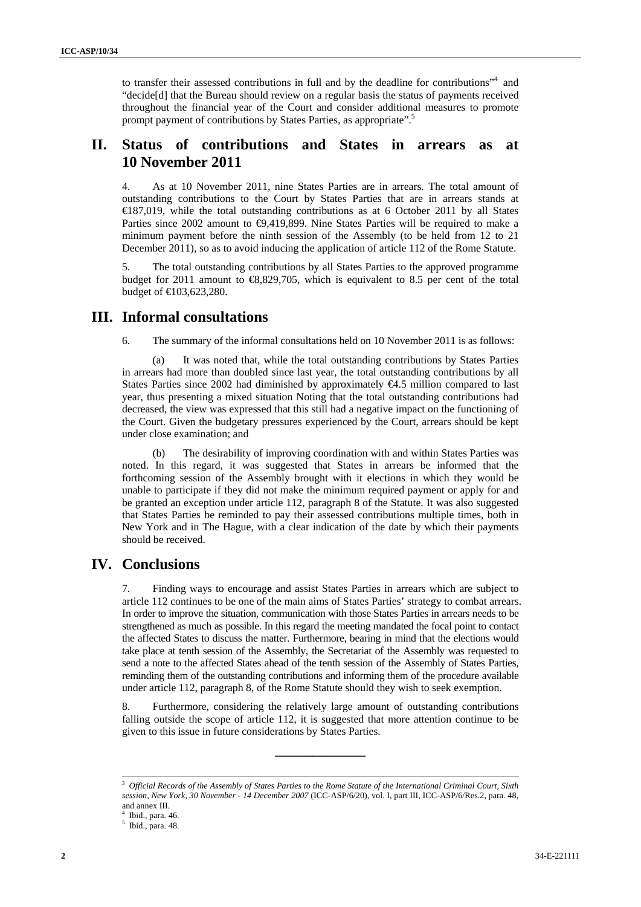to transfer their assessed contributions in full and by the deadline for contributions"[4] and "decide[d] that the Bureau should review on a regular basis the status of payments received throughout the financial year of the Court and consider additional measures to promote prompt payment of contributions by States Parties, as appropriate".[5]

## II. Status of contributions and States in arrears as at 10 November 2011

4. As at 10 November 2011, nine States Parties are in arrears. The total amount of outstanding contributions to the Court by States Parties that are in arrears stands at €187,019, while the total outstanding contributions as at 6 October 2011 by all States Parties since 2002 amount to €9,419,899. Nine States Parties will be required to make a minimum payment before the ninth session of the Assembly (to be held from 12 to 21 December 2011), so as to avoid inducing the application of article 112 of the Rome Statute.

5. The total outstanding contributions by all States Parties to the approved programme budget for 2011 amount to €8,829,705, which is equivalent to 8.5 per cent of the total budget of €103,623,280.

## III. Informal consultations

6. The summary of the informal consultations held on 10 November 2011 is as follows:

(a) It was noted that, while the total outstanding contributions by States Parties in arrears had more than doubled since last year, the total outstanding contributions by all States Parties since 2002 had diminished by approximately €4.5 million compared to last year, thus presenting a mixed situation Noting that the total outstanding contributions had decreased, the view was expressed that this still had a negative impact on the functioning of the Court. Given the budgetary pressures experienced by the Court, arrears should be kept under close examination; and

(b) The desirability of improving coordination with and within States Parties was noted. In this regard, it was suggested that States in arrears be informed that the forthcoming session of the Assembly brought with it elections in which they would be unable to participate if they did not make the minimum required payment or apply for and be granted an exception under article 112, paragraph 8 of the Statute. It was also suggested that States Parties be reminded to pay their assessed contributions multiple times, both in New York and in The Hague, with a clear indication of the date by which their payments should be received.

## IV. Conclusions

7. Finding ways to encourage and assist States Parties in arrears which are subject to article 112 continues to be one of the main aims of States Parties' strategy to combat arrears. In order to improve the situation, communication with those States Parties in arrears needs to be strengthened as much as possible. In this regard the meeting mandated the focal point to contact the affected States to discuss the matter. Furthermore, bearing in mind that the elections would take place at tenth session of the Assembly, the Secretariat of the Assembly was requested to send a note to the affected States ahead of the tenth session of the Assembly of States Parties, reminding them of the outstanding contributions and informing them of the procedure available under article 112, paragraph 8, of the Rome Statute should they wish to seek exemption.

8. Furthermore, considering the relatively large amount of outstanding contributions falling outside the scope of article 112, it is suggested that more attention continue to be given to this issue in future considerations by States Parties.

---

[3] *Official Records of the Assembly of States Parties to the Rome Statute of the International Criminal Court, Sixth session, New York, 30 November - 14 December 2007* (ICC-ASP/6/20), vol. I, part III, ICC-ASP/6/Res.2, para. 48, and annex III.

[4] Ibid., para. 46.

[5] Ibid., para. 48.